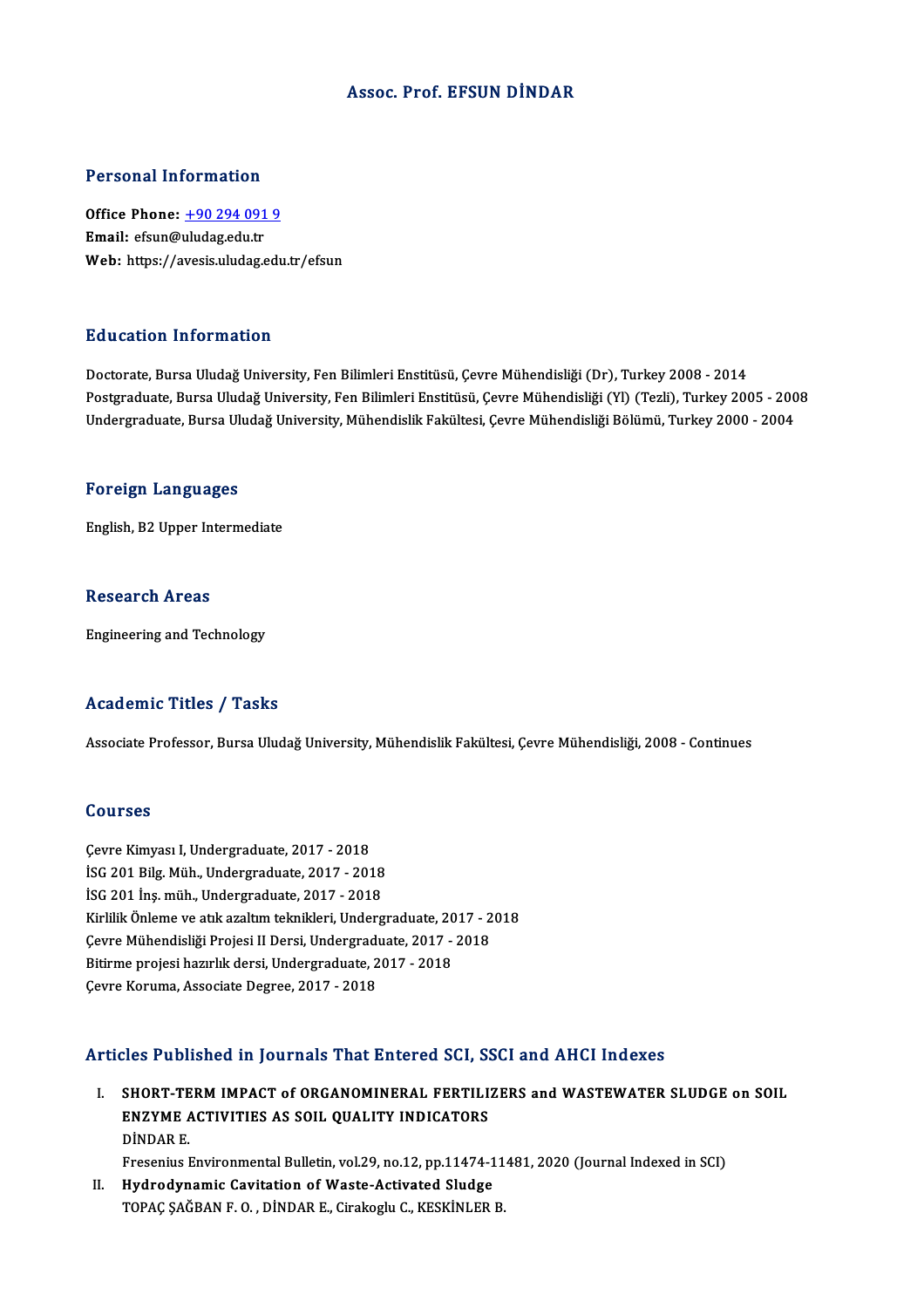# Assoc. Prof. EFSUN DİNDAR

## Personal Information

**Office Phone:** +90 294 091 9
**Email:** efsun@uludag.edu.tr
**Web:** https://avesis.uludag.edu.tr/efsun

## Education Information

Doctorate, Bursa Uludağ University, Fen Bilimleri Enstitüsü, Çevre Mühendisliği (Dr), Turkey 2008 - 2014
Postgraduate, Bursa Uludağ University, Fen Bilimleri Enstitüsü, Çevre Mühendisliği (Yl) (Tezli), Turkey 2005 - 2008
Undergraduate, Bursa Uludağ University, Mühendislik Fakültesi, Çevre Mühendisliği Bölümü, Turkey 2000 - 2004

## Foreign Languages

English, B2 Upper Intermediate

## Research Areas

Engineering and Technology

## Academic Titles / Tasks

Associate Professor, Bursa Uludağ University, Mühendislik Fakültesi, Çevre Mühendisliği, 2008 - Continues

## Courses

Çevre Kimyası I, Undergraduate, 2017 - 2018
İSG 201 Bilg. Müh., Undergraduate, 2017 - 2018
İSG 201 İnş. müh., Undergraduate, 2017 - 2018
Kirlilik Önleme ve atık azaltım teknikleri, Undergraduate, 2017 - 2018
Çevre Mühendisliği Projesi II Dersi, Undergraduate, 2017 - 2018
Bitirme projesi hazırlık dersi, Undergraduate, 2017 - 2018
Çevre Koruma, Associate Degree, 2017 - 2018

## Articles Published in Journals That Entered SCI, SSCI and AHCI Indexes

I. **SHORT-TERM IMPACT of ORGANOMINERAL FERTILIZERS and WASTEWATER SLUDGE on SOIL ENZYME ACTIVITIES AS SOIL QUALITY INDICATORS**
DİNDAR E.
Fresenius Environmental Bulletin, vol.29, no.12, pp.11474-11481, 2020 (Journal Indexed in SCI)

II. **Hydrodynamic Cavitation of Waste-Activated Sludge**
TOPAÇ ŞAĞBAN F. O. , DİNDAR E., Cirakoglu C., KESKİNLER B.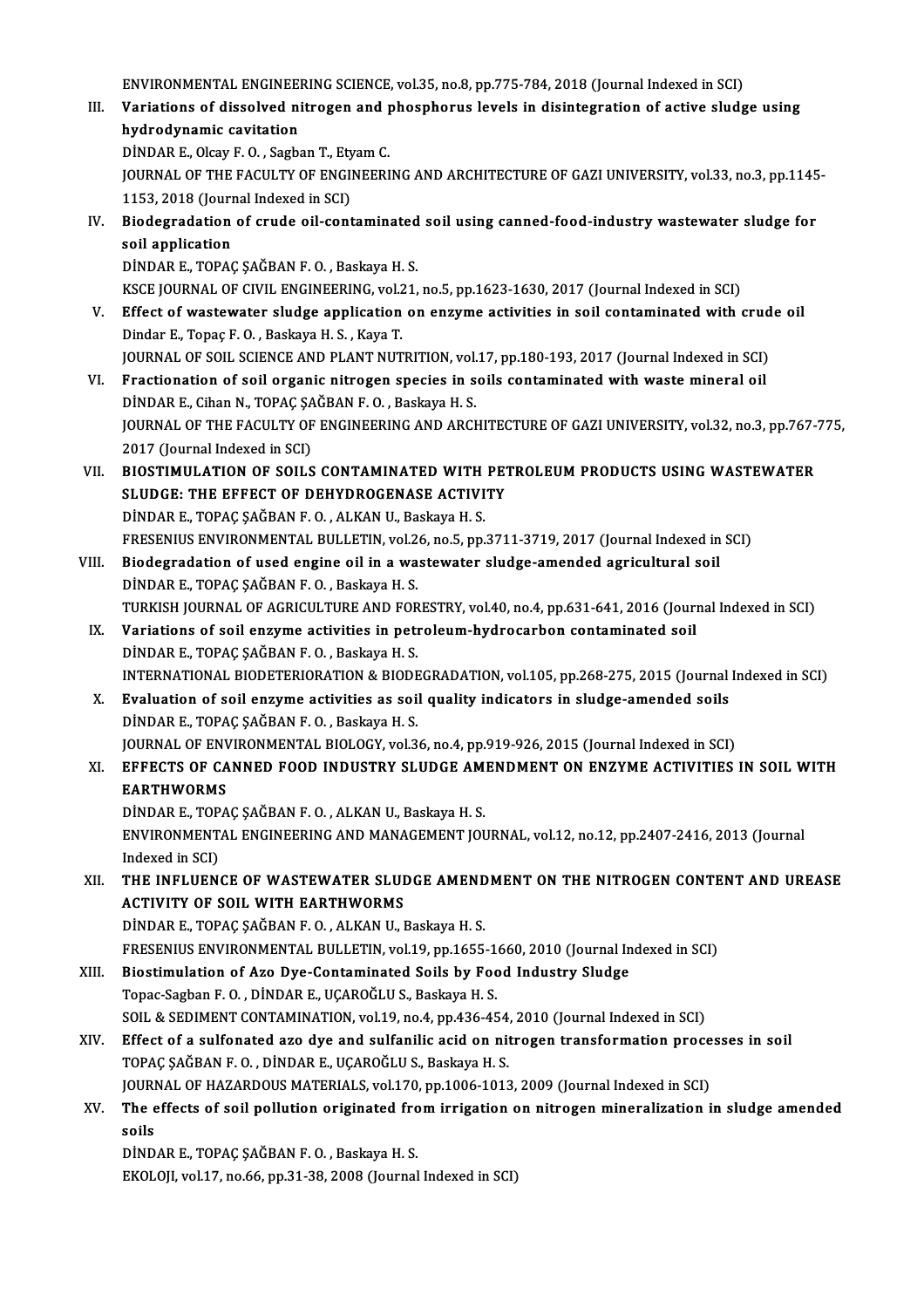ENVIRONMENTAL ENGINEERING SCIENCE, vol.35, no.8, pp.775-784, 2018 (Journal Indexed in SCI)

III. **Variations of dissolved nitrogen and phosphorus levels in disintegration of active sludge using hydrodynamic cavitation**
DİNDAR E., Olcay F. O. , Sagban T., Etyam C.
JOURNAL OF THE FACULTY OF ENGINEERING AND ARCHITECTURE OF GAZI UNIVERSITY, vol.33, no.3, pp.1145-1153, 2018 (Journal Indexed in SCI)

IV. **Biodegradation of crude oil-contaminated soil using canned-food-industry wastewater sludge for soil application**
DİNDAR E., TOPAÇ ŞAĞBAN F. O. , Baskaya H. S.
KSCE JOURNAL OF CIVIL ENGINEERING, vol.21, no.5, pp.1623-1630, 2017 (Journal Indexed in SCI)

V. **Effect of wastewater sludge application on enzyme activities in soil contaminated with crude oil**
Dindar E., Topaç F. O. , Baskaya H. S. , Kaya T.
JOURNAL OF SOIL SCIENCE AND PLANT NUTRITION, vol.17, pp.180-193, 2017 (Journal Indexed in SCI)

VI. **Fractionation of soil organic nitrogen species in soils contaminated with waste mineral oil**
DİNDAR E., Cihan N., TOPAÇ ŞAĞBAN F. O. , Baskaya H. S.
JOURNAL OF THE FACULTY OF ENGINEERING AND ARCHITECTURE OF GAZI UNIVERSITY, vol.32, no.3, pp.767-775, 2017 (Journal Indexed in SCI)

VII. **BIOSTIMULATION OF SOILS CONTAMINATED WITH PETROLEUM PRODUCTS USING WASTEWATER SLUDGE: THE EFFECT OF DEHYDROGENASE ACTIVITY**
DİNDAR E., TOPAÇ ŞAĞBAN F. O. , ALKAN U., Baskaya H. S.
FRESENIUS ENVIRONMENTAL BULLETIN, vol.26, no.5, pp.3711-3719, 2017 (Journal Indexed in SCI)

VIII. **Biodegradation of used engine oil in a wastewater sludge-amended agricultural soil**
DİNDAR E., TOPAÇ ŞAĞBAN F. O. , Baskaya H. S.
TURKISH JOURNAL OF AGRICULTURE AND FORESTRY, vol.40, no.4, pp.631-641, 2016 (Journal Indexed in SCI)

IX. **Variations of soil enzyme activities in petroleum-hydrocarbon contaminated soil**
DİNDAR E., TOPAÇ ŞAĞBAN F. O. , Baskaya H. S.
INTERNATIONAL BIODETERIORATION & BIODEGRADATION, vol.105, pp.268-275, 2015 (Journal Indexed in SCI)

X. **Evaluation of soil enzyme activities as soil quality indicators in sludge-amended soils**
DİNDAR E., TOPAÇ ŞAĞBAN F. O. , Baskaya H. S.
JOURNAL OF ENVIRONMENTAL BIOLOGY, vol.36, no.4, pp.919-926, 2015 (Journal Indexed in SCI)

XI. **EFFECTS OF CANNED FOOD INDUSTRY SLUDGE AMENDMENT ON ENZYME ACTIVITIES IN SOIL WITH EARTHWORMS**
DİNDAR E., TOPAÇ ŞAĞBAN F. O. , ALKAN U., Baskaya H. S.
ENVIRONMENTAL ENGINEERING AND MANAGEMENT JOURNAL, vol.12, no.12, pp.2407-2416, 2013 (Journal Indexed in SCI)

XII. **THE INFLUENCE OF WASTEWATER SLUDGE AMENDMENT ON THE NITROGEN CONTENT AND UREASE ACTIVITY OF SOIL WITH EARTHWORMS**
DİNDAR E., TOPAÇ ŞAĞBAN F. O. , ALKAN U., Baskaya H. S.
FRESENIUS ENVIRONMENTAL BULLETIN, vol.19, pp.1655-1660, 2010 (Journal Indexed in SCI)

XIII. **Biostimulation of Azo Dye-Contaminated Soils by Food Industry Sludge**
Topac-Sagban F. O. , DİNDAR E., UÇAROĞLU S., Baskaya H. S.
SOIL & SEDIMENT CONTAMINATION, vol.19, no.4, pp.436-454, 2010 (Journal Indexed in SCI)

XIV. **Effect of a sulfonated azo dye and sulfanilic acid on nitrogen transformation processes in soil**
TOPAÇ ŞAĞBAN F. O. , DİNDAR E., UÇAROĞLU S., Baskaya H. S.
JOURNAL OF HAZARDOUS MATERIALS, vol.170, pp.1006-1013, 2009 (Journal Indexed in SCI)

XV. **The effects of soil pollution originated from irrigation on nitrogen mineralization in sludge amended soils**
DİNDAR E., TOPAÇ ŞAĞBAN F. O. , Baskaya H. S.
EKOLOJI, vol.17, no.66, pp.31-38, 2008 (Journal Indexed in SCI)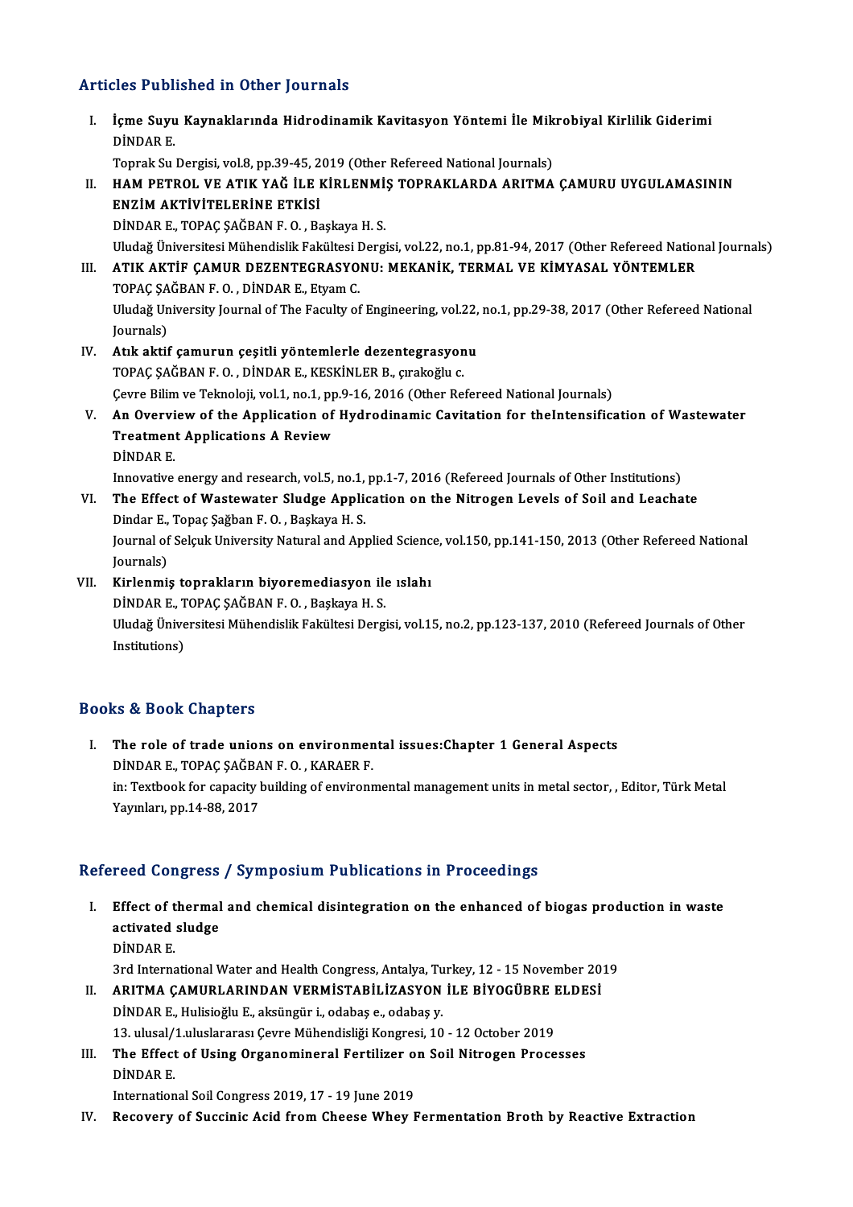## Articles Published in Other Journals

I. **İçme Suyu Kaynaklarında Hidrodinamik Kavitasyon Yöntemi İle Mikrobiyal Kirlilik Giderimi**
   DİNDAR E.
   Toprak Su Dergisi, vol.8, pp.39-45, 2019 (Other Refereed National Journals)

II. **HAM PETROL VE ATIK YAĞ İLE KİRLENMİŞ TOPRAKLARDA ARITMA ÇAMURU UYGULAMASININ ENZİM AKTİVİTELERİNE ETKİSİ**
   DİNDAR E., TOPAÇ ŞAĞBAN F. O. , Başkaya H. S.
   Uludağ Üniversitesi Mühendislik Fakültesi Dergisi, vol.22, no.1, pp.81-94, 2017 (Other Refereed National Journals)

III. **ATIK AKTİF ÇAMUR DEZENTEGRASYONU: MEKANİK, TERMAL VE KİMYASAL YÖNTEMLER**
   TOPAÇ ŞAĞBAN F. O. , DİNDAR E., Etyam C.
   Uludağ University Journal of The Faculty of Engineering, vol.22, no.1, pp.29-38, 2017 (Other Refereed National Journals)

IV. **Atık aktif çamurun çeşitli yöntemlerle dezentegrasyonu**
   TOPAÇ ŞAĞBAN F. O. , DİNDAR E., KESKİNLER B., çırakoğlu c.
   Çevre Bilim ve Teknoloji, vol.1, no.1, pp.9-16, 2016 (Other Refereed National Journals)

V. **An Overview of the Application of Hydrodinamic Cavitation for theIntensification of Wastewater Treatment Applications A Review**
   DİNDAR E.
   Innovative energy and research, vol.5, no.1, pp.1-7, 2016 (Refereed Journals of Other Institutions)

VI. **The Effect of Wastewater Sludge Application on the Nitrogen Levels of Soil and Leachate**
   Dindar E., Topaç Şağban F. O. , Başkaya H. S.
   Journal of Selçuk University Natural and Applied Science, vol.150, pp.141-150, 2013 (Other Refereed National Journals)

VII. **Kirlenmiş toprakların biyoremediasyon ile ıslahı**
   DİNDAR E., TOPAÇ ŞAĞBAN F. O. , Başkaya H. S.
   Uludağ Üniversitesi Mühendislik Fakültesi Dergisi, vol.15, no.2, pp.123-137, 2010 (Refereed Journals of Other Institutions)

## Books & Book Chapters

I. **The role of trade unions on environmental issues:Chapter 1 General Aspects**
   DİNDAR E., TOPAÇ ŞAĞBAN F. O. , KARAER F.
   in: Textbook for capacity building of environmental management units in metal sector, , Editor, Türk Metal Yayınları, pp.14-88, 2017

## Refereed Congress / Symposium Publications in Proceedings

I. **Effect of thermal and chemical disintegration on the enhanced of biogas production in waste activated sludge**
   DİNDAR E.
   3rd International Water and Health Congress, Antalya, Turkey, 12 - 15 November 2019

II. **ARITMA ÇAMURLARINDAN VERMİSTABİLİZASYON İLE BİYOGÜBRE ELDESİ**
   DİNDAR E., Hulisioğlu E., aksüngür i., odabaş e., odabaş y.
   13. ulusal/1.uluslararası Çevre Mühendisliği Kongresi, 10 - 12 October 2019

III. **The Effect of Using Organomineral Fertilizer on Soil Nitrogen Processes**
   DİNDAR E.
   International Soil Congress 2019, 17 - 19 June 2019

IV. **Recovery of Succinic Acid from Cheese Whey Fermentation Broth by Reactive Extraction**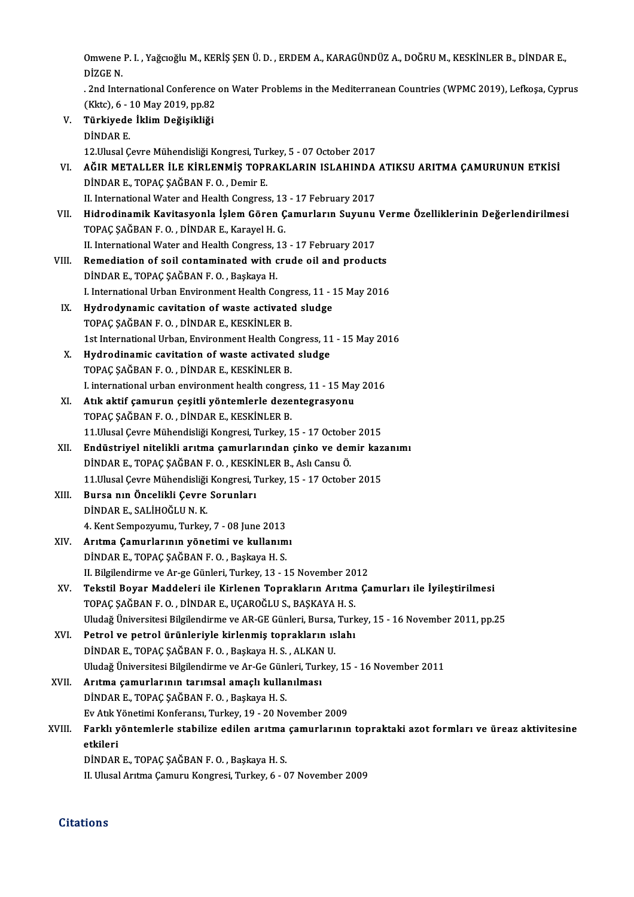Omwene P. I. , Yağcıoğlu M., KERİŞ ŞEN Ü. D. , ERDEM A., KARAGÜNDÜZ A., DOĞRU M., KESKİNLER B., DİNDAR E., DİZGE N.

. 2nd International Conference on Water Problems in the Mediterranean Countries (WPMC 2019), Lefkoşa, Cyprus (Kktc), 6 - 10 May 2019, pp.82

V. **Türkiyede İklim Değişikliği**
DİNDAR E.
12.Ulusal Çevre Mühendisliği Kongresi, Turkey, 5 - 07 October 2017

VI. **AĞIR METALLER İLE KİRLENMİŞ TOPRAKLARIN ISLAHINDA ATIKSU ARITMA ÇAMURUNUN ETKİSİ**
DİNDAR E., TOPAÇ ŞAĞBAN F. O. , Demir E.
II. International Water and Health Congress, 13 - 17 February 2017

VII. **Hidrodinamik Kavitasyonla İşlem Gören Çamurların Suyunu Verme Özelliklerinin Değerlendirilmesi**
TOPAÇ ŞAĞBAN F. O. , DİNDAR E., Karayel H. G.
II. International Water and Health Congress, 13 - 17 February 2017

VIII. **Remediation of soil contaminated with crude oil and products**
DİNDAR E., TOPAÇ ŞAĞBAN F. O. , Başkaya H.
I. International Urban Environment Health Congress, 11 - 15 May 2016

IX. **Hydrodynamic cavitation of waste activated sludge**
TOPAÇ ŞAĞBAN F. O. , DİNDAR E., KESKİNLER B.
1st International Urban, Environment Health Congress, 11 - 15 May 2016

X. **Hydrodinamic cavitation of waste activated sludge**
TOPAÇ ŞAĞBAN F. O. , DİNDAR E., KESKİNLER B.
I. international urban environment health congress, 11 - 15 May 2016

XI. **Atık aktif çamurun çeşitli yöntemlerle dezentegrasyonu**
TOPAÇ ŞAĞBAN F. O. , DİNDAR E., KESKİNLER B.
11.Ulusal Çevre Mühendisliği Kongresi, Turkey, 15 - 17 October 2015

XII. **Endüstriyel nitelikli arıtma çamurlarından çinko ve demir kazanımı**
DİNDAR E., TOPAÇ ŞAĞBAN F. O. , KESKİNLER B., Aslı Cansu Ö.
11.Ulusal Çevre Mühendisliği Kongresi, Turkey, 15 - 17 October 2015

XIII. **Bursa nın Öncelikli Çevre Sorunları**
DİNDAR E., SALİHOĞLU N. K.
4. Kent Sempozyumu, Turkey, 7 - 08 June 2013

XIV. **Arıtma Çamurlarının yönetimi ve kullanımı**
DİNDAR E., TOPAÇ ŞAĞBAN F. O. , Başkaya H. S.
II. Bilgilendirme ve Ar-ge Günleri, Turkey, 13 - 15 November 2012

XV. **Tekstil Boyar Maddeleri ile Kirlenen Toprakların Arıtma Çamurları ile İyileştirilmesi**
TOPAÇ ŞAĞBAN F. O. , DİNDAR E., UÇAROĞLU S., BAŞKAYA H. S.
Uludağ Üniversitesi Bilgilendirme ve AR-GE Günleri, Bursa, Turkey, 15 - 16 November 2011, pp.25

XVI. **Petrol ve petrol ürünleriyle kirlenmiş toprakların ıslahı**
DİNDAR E., TOPAÇ ŞAĞBAN F. O. , Başkaya H. S. , ALKAN U.
Uludağ Üniversitesi Bilgilendirme ve Ar-Ge Günleri, Turkey, 15 - 16 November 2011

XVII. **Arıtma çamurlarının tarımsal amaçlı kullanılması**
DİNDAR E., TOPAÇ ŞAĞBAN F. O. , Başkaya H. S.
Ev Atık Yönetimi Konferansı, Turkey, 19 - 20 November 2009

XVIII. **Farklı yöntemlerle stabilize edilen arıtma çamurlarının topraktaki azot formları ve üreaz aktivitesine etkileri**
DİNDAR E., TOPAÇ ŞAĞBAN F. O. , Başkaya H. S.
II. Ulusal Arıtma Çamuru Kongresi, Turkey, 6 - 07 November 2009

## Citations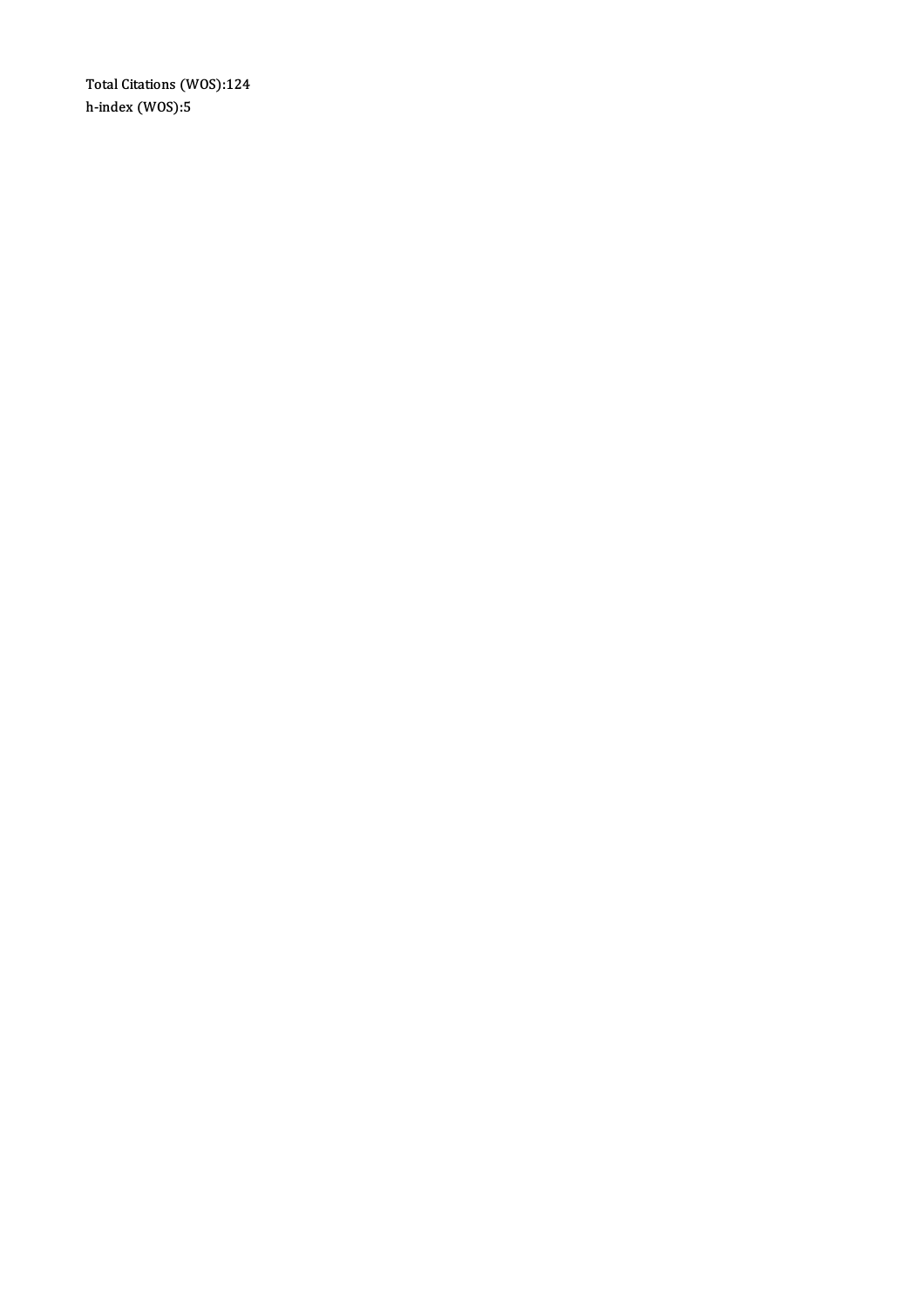Total Citations (WOS):124
h-index (WOS):5